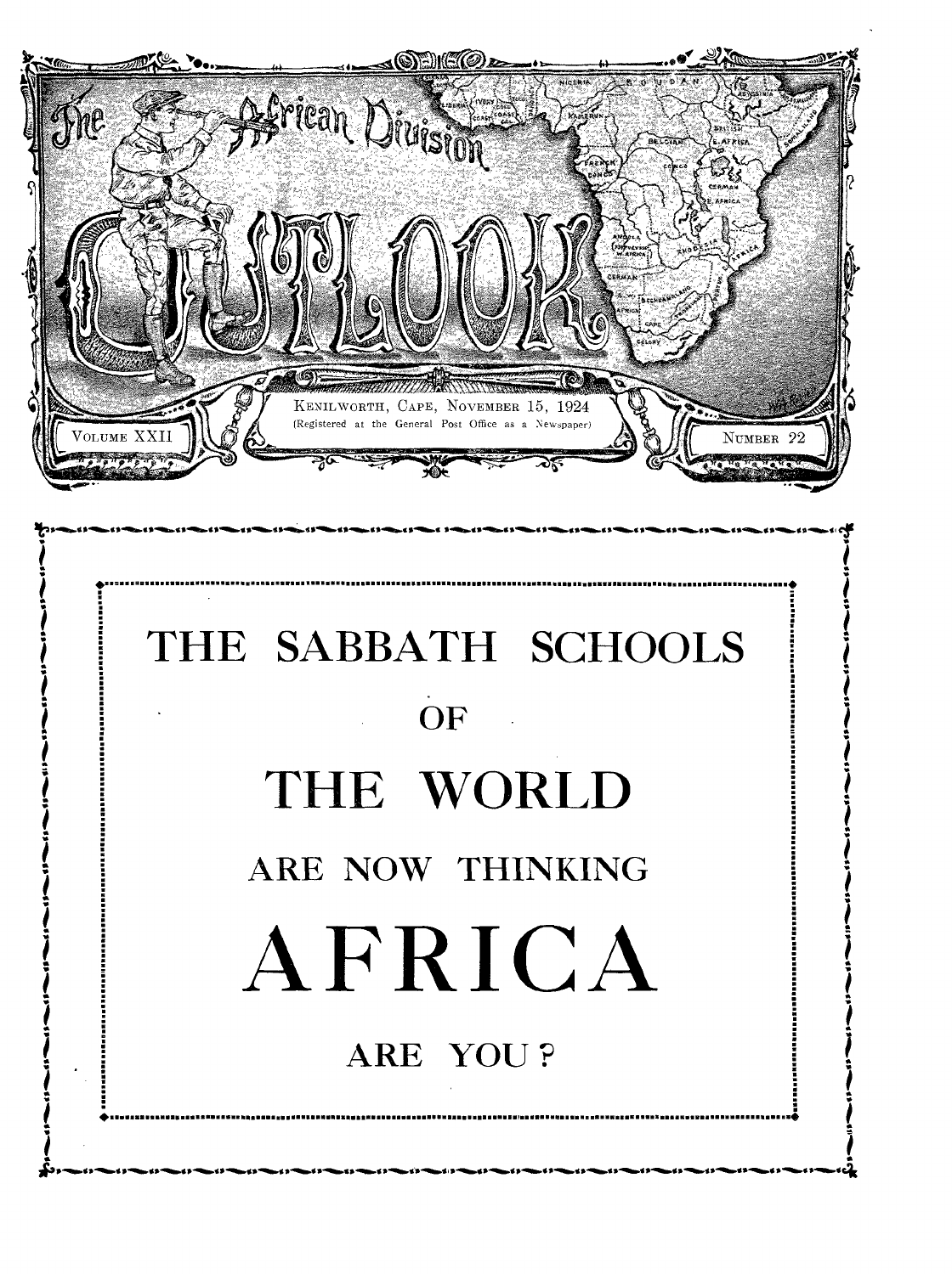# The African Division OUTLOOK

VOLUME XXII

KENILWORTH, CAPE, NOVEMBER 15, 1924
(Registered at the General Post Office as a Newspaper)

NUMBER 22

THE SABBATH SCHOOLS

OF

THE WORLD

ARE NOW THINKING

AFRICA

ARE YOU?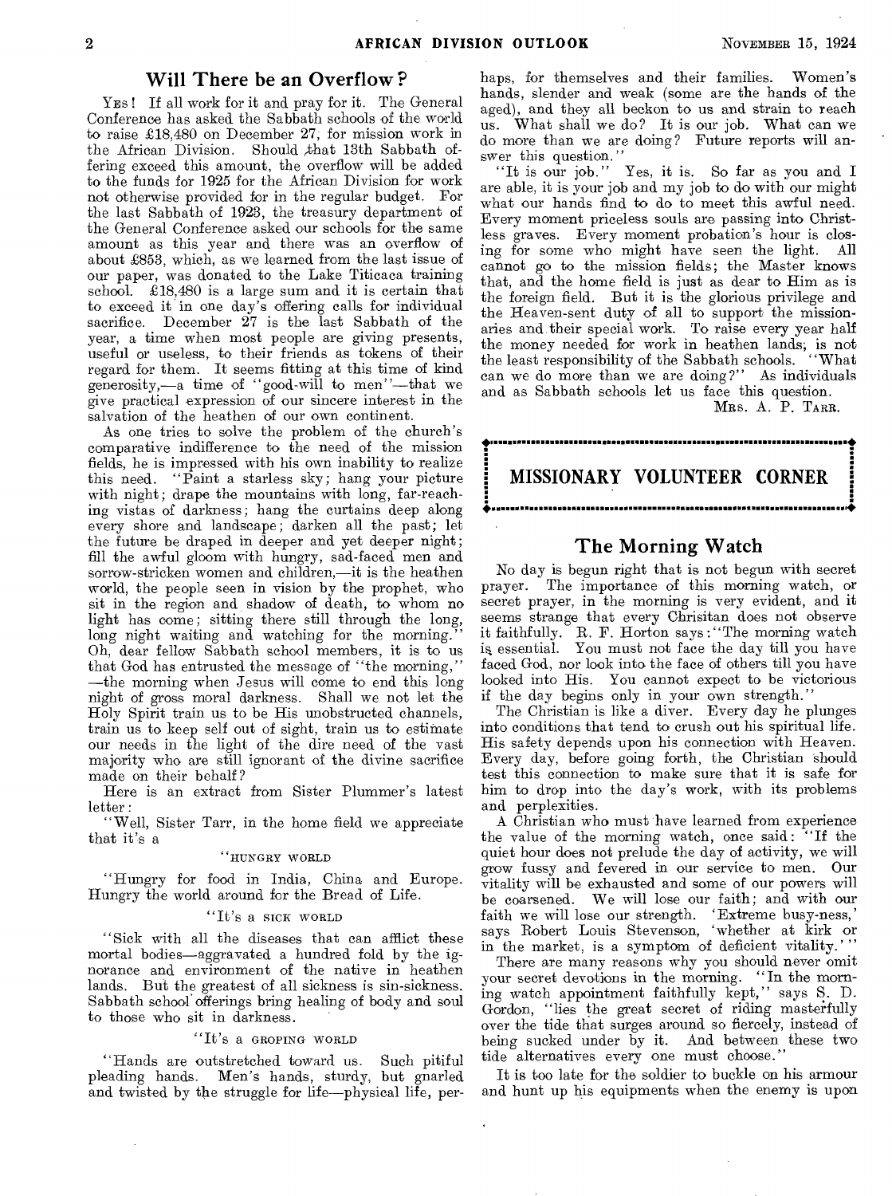## Will There be an Overflow?

YES! If all work for it and pray for it. The General Conference has asked the Sabbath schools of the world to raise £18,480 on December 27, for mission work in the African Division. Should that 13th Sabbath offering exceed this amount, the overflow will be added to the funds for 1925 for the African Division for work not otherwise provided for in the regular budget. For the last Sabbath of 1923, the treasury department of the General Conference asked our schools for the same amount as this year and there was an overflow of about £853, which, as we learned from the last issue of our paper, was donated to the Lake Titicaca training school. £18,480 is a large sum and it is certain that to exceed it in one day's offering calls for individual sacrifice. December 27 is the last Sabbath of the year, a time when most people are giving presents, useful or useless, to their friends as tokens of their regard for them. It seems fitting at this time of kind generosity,—a time of "good-will to men"—that we give practical expression of our sincere interest in the salvation of the heathen of our own continent.

As one tries to solve the problem of the church's comparative indifference to the need of the mission fields, he is impressed with his own inability to realize this need. "Paint a starless sky; hang your picture with night; drape the mountains with long, far-reaching vistas of darkness; hang the curtains deep along every shore and landscape; darken all the past; let the future be draped in deeper and yet deeper night; fill the awful gloom with hungry, sad-faced men and sorrow-stricken women and children,—it is the heathen world, the people seen in vision by the prophet, who sit in the region and shadow of death, to whom no light has come; sitting there still through the long, long night waiting and watching for the morning." Oh, dear fellow Sabbath school members, it is to us that God has entrusted the message of "the morning," —the morning when Jesus will come to end this long night of gross moral darkness. Shall we not let the Holy Spirit train us to be His unobstructed channels, train us to keep self out of sight, train us to estimate our needs in the light of the dire need of the vast majority who are still ignorant of the divine sacrifice made on their behalf?

Here is an extract from Sister Plummer's latest letter:

"Well, Sister Tarr, in the home field we appreciate that it's a

"HUNGRY WORLD

"Hungry for food in India, China and Europe. Hungry the world around for the Bread of Life.

"It's a SICK WORLD

"Sick with all the diseases that can afflict these mortal bodies—aggravated a hundred fold by the ignorance and environment of the native in heathen lands. But the greatest of all sickness is sin-sickness. Sabbath school offerings bring healing of body and soul to those who sit in darkness.

"It's a GROPING WORLD

"Hands are outstretched toward us. Such pitiful pleading hands. Men's hands, sturdy, but gnarled and twisted by the struggle for life—physical life, perhaps, for themselves and their families. Women's hands, slender and weak (some are the hands of the aged), and they all beckon to us and strain to reach us. What shall we do? It is our job. What can we do more than we are doing? Future reports will answer this question."

"It is our job." Yes, it is. So far as you and I are able, it is your job and my job to do with our might what our hands find to do to meet this awful need. Every moment priceless souls are passing into Christless graves. Every moment probation's hour is closing for some who might have seen the light. All cannot go to the mission fields; the Master knows that, and the home field is just as dear to Him as is the foreign field. But it is the glorious privilege and the Heaven-sent duty of all to support the missionaries and their special work. To raise every year half the money needed for work in heathen lands, is not the least responsibility of the Sabbath schools. "What can we do more than we are doing?" As individuals and as Sabbath schools let us face this question.

MRS. A. P. TARR.

## MISSIONARY VOLUNTEER CORNER

### The Morning Watch

No day is begun right that is not begun with secret prayer. The importance of this morning watch, or secret prayer, in the morning is very evident, and it seems strange that every Chrisitan does not observe it faithfully. R. F. Horton says: "The morning watch is essential. You must not face the day till you have faced God, nor look into the face of others till you have looked into His. You cannot expect to be victorious if the day begins only in your own strength."

The Christian is like a diver. Every day he plunges into conditions that tend to crush out his spiritual life. His safety depends upon his connection with Heaven. Every day, before going forth, the Christian should test this connection to make sure that it is safe for him to drop into the day's work, with its problems and perplexities.

A Christian who must have learned from experience the value of the morning watch, once said: "If the quiet hour does not prelude the day of activity, we will grow fussy and fevered in our service to men. Our vitality will be exhausted and some of our powers will be coarsened. We will lose our faith; and with our faith we will lose our strength. 'Extreme busy-ness,' says Robert Louis Stevenson, 'whether at kirk or in the market, is a symptom of deficient vitality.'"

There are many reasons why you should never omit your secret devotions in the morning. "In the morning watch appointment faithfully kept," says S. D. Gordon, "lies the great secret of riding masterfully over the tide that surges around so fiercely, instead of being sucked under by it. And between these two tide alternatives every one must choose."

It is too late for the soldier to buckle on his armour and hunt up his equipments when the enemy is upon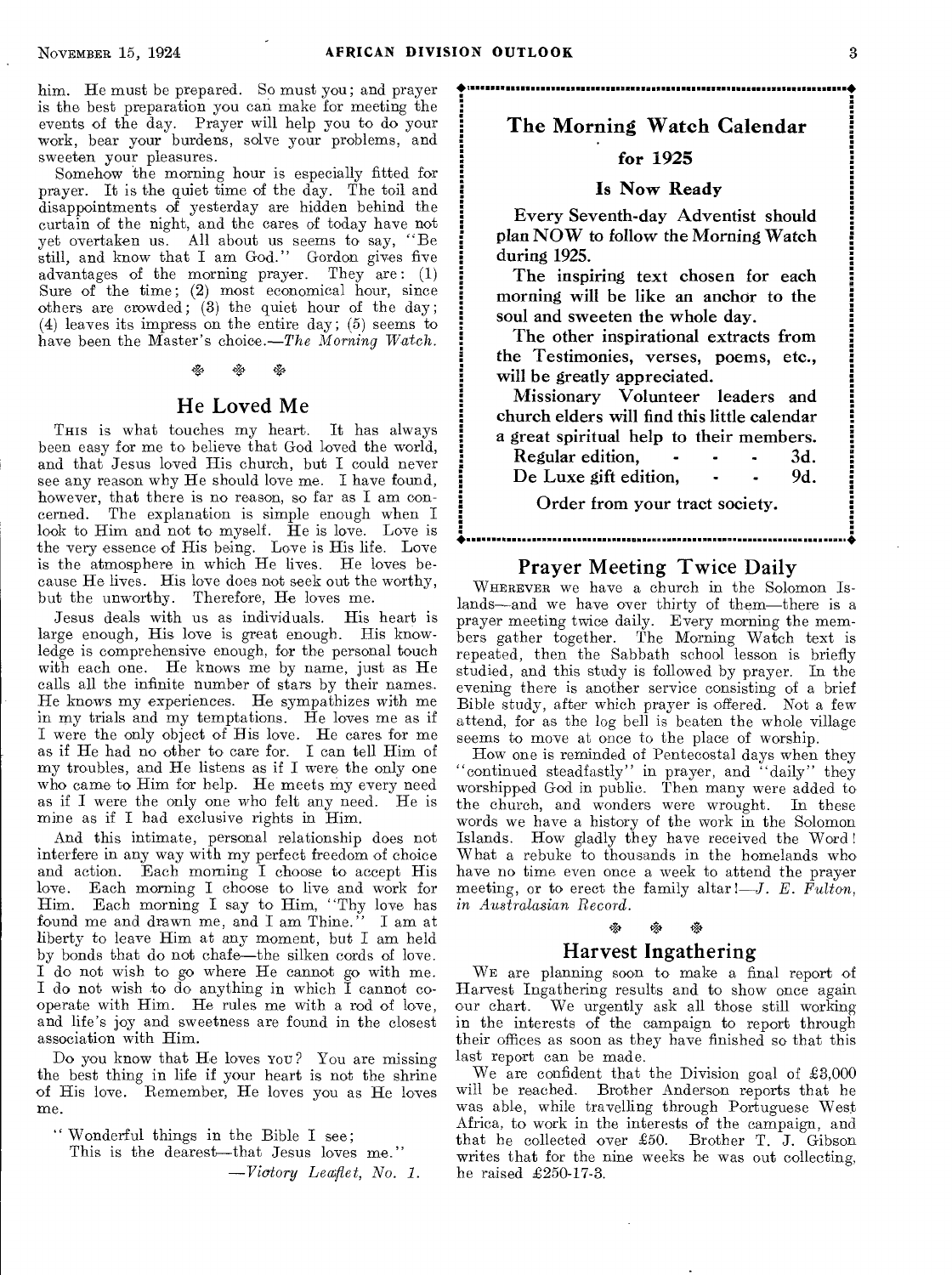him. He must be prepared. So must you; and prayer is the best preparation you can make for meeting the events of the day. Prayer will help you to do your work, bear your burdens, solve your problems, and sweeten your pleasures.

Somehow the morning hour is especially fitted for prayer. It is the quiet time of the day. The toil and disappointments of yesterday are hidden behind the curtain of the night, and the cares of today have not yet overtaken us. All about us seems to say, "Be still, and know that I am God." Gordon gives five advantages of the morning prayer. They are: (1) Sure of the time; (2) most economical hour, since others are crowded; (3) the quiet hour of the day; (4) leaves its impress on the entire day; (5) seems to have been the Master's choice.—*The Morning Watch.*

## He Loved Me

THIS is what touches my heart. It has always been easy for me to believe that God loved the world, and that Jesus loved His church, but I could never see any reason why He should love me. I have found, however, that there is no reason, so far as I am concerned. The explanation is simple enough when I look to Him and not to myself. He is love. Love is the very essence of His being. Love is His life. Love is the atmosphere in which He lives. He loves because He lives. His love does not seek out the worthy, but the unworthy. Therefore, He loves me.

Jesus deals with us as individuals. His heart is large enough, His love is great enough. His knowledge is comprehensive enough, for the personal touch with each one. He knows me by name, just as He calls all the infinite number of stars by their names. He knows my experiences. He sympathizes with me in my trials and my temptations. He loves me as if I were the only object of His love. He cares for me as if He had no other to care for. I can tell Him of my troubles, and He listens as if I were the only one who came to Him for help. He meets my every need as if I were the only one who felt any need. He is mine as if I had exclusive rights in Him.

And this intimate, personal relationship does not interfere in any way with my perfect freedom of choice and action. Each morning I choose to accept His love. Each morning I choose to live and work for Him. Each morning I say to Him, "Thy love has found me and drawn me, and I am Thine." I am at liberty to leave Him at any moment, but I am held by bonds that do not chafe—the silken cords of love. I do not wish to go where He cannot go with me. I do not wish to do anything in which I cannot cooperate with Him. He rules me with a rod of love, and life's joy and sweetness are found in the closest association with Him.

Do you know that He loves YOU? You are missing the best thing in life if your heart is not the shrine of His love. Remember, He loves you as He loves me.

"Wonderful things in the Bible I see;
This is the dearest—that Jesus loves me."

—*Victory Leaflet, No. 1.*

## The Morning Watch Calendar

### for 1925

### Is Now Ready

Every Seventh-day Adventist should plan NOW to follow the Morning Watch during 1925.

The inspiring text chosen for each morning will be like an anchor to the soul and sweeten the whole day.

The other inspirational extracts from the Testimonies, verses, poems, etc., will be greatly appreciated.

Missionary Volunteer leaders and church elders will find this little calendar a great spiritual help to their members.

Regular edition, - - - 3d.
De Luxe gift edition, - - 9d.

Order from your tract society.

## Prayer Meeting Twice Daily

WHEREVER we have a church in the Solomon Islands—and we have over thirty of them—there is a prayer meeting twice daily. Every morning the members gather together. The Morning Watch text is repeated, then the Sabbath school lesson is briefly studied, and this study is followed by prayer. In the evening there is another service consisting of a brief Bible study, after which prayer is offered. Not a few attend, for as the log bell is beaten the whole village seems to move at once to the place of worship.

How one is reminded of Pentecostal days when they "continued steadfastly" in prayer, and "daily" they worshipped God in public. Then many were added to the church, and wonders were wrought. In these words we have a history of the work in the Solomon Islands. How gladly they have received the Word! What a rebuke to thousands in the homelands who have no time even once a week to attend the prayer meeting, or to erect the family altar!—*J. E. Fulton, in Australasian Record.*

## Harvest Ingathering

WE are planning soon to make a final report of Harvest Ingathering results and to show once again our chart. We urgently ask all those still working in the interests of the campaign to report through their offices as soon as they have finished so that this last report can be made.

We are confident that the Division goal of £3,000 will be reached. Brother Anderson reports that he was able, while travelling through Portuguese West Africa, to work in the interests of the campaign, and that he collected over £50. Brother T. J. Gibson writes that for the nine weeks he was out collecting, he raised £250-17-3.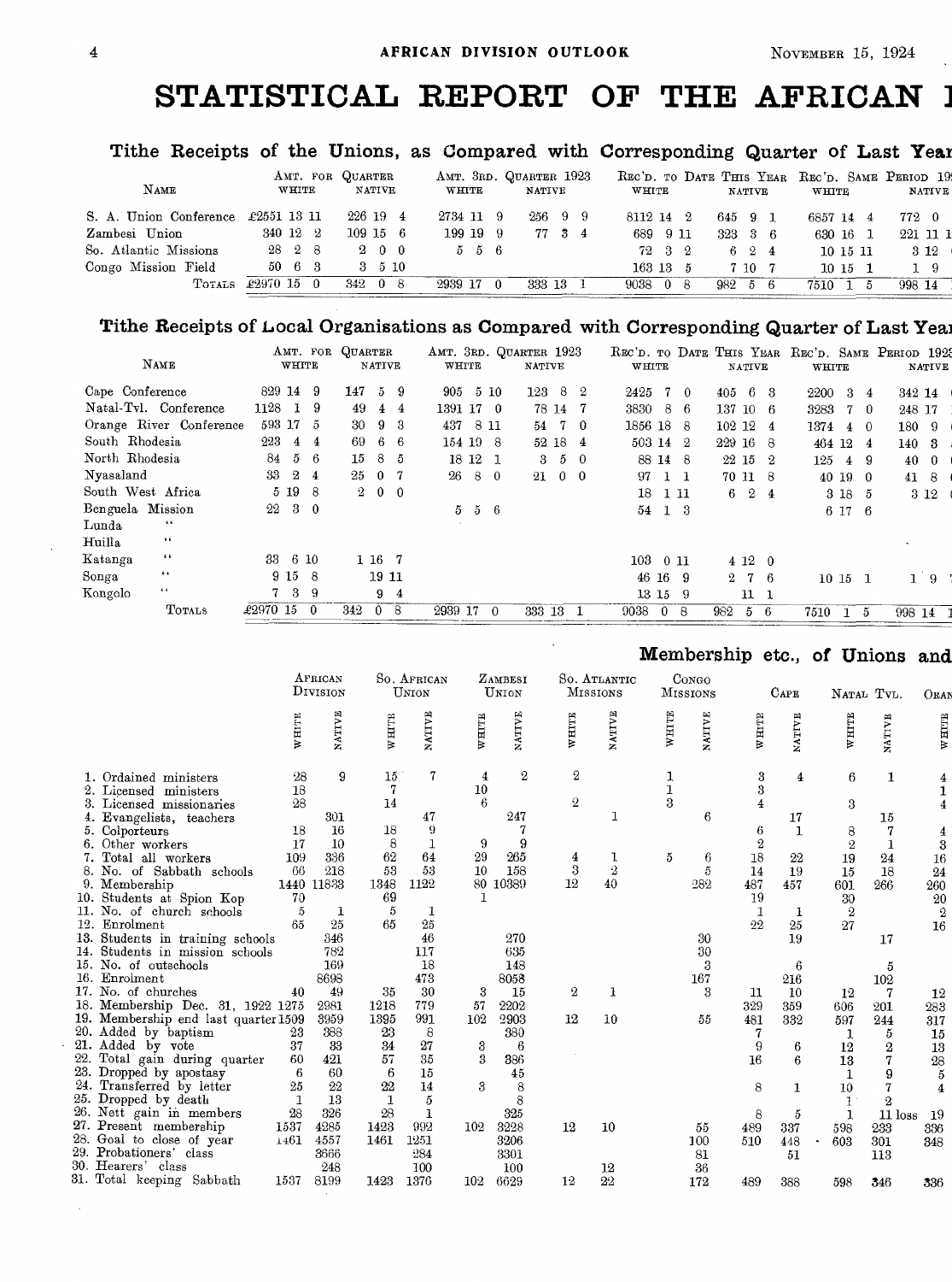# STATISTICAL REPORT OF THE AFRICAN I

## Tithe Receipts of the Unions, as Compared with Corresponding Quarter of Last Year

| Name | Amt. for Quarter White | Amt. for Quarter Native | Amt. 3rd. Quarter 1923 White | Amt. 3rd. Quarter 1923 Native | Rec'd. to Date This Year White | Rec'd. to Date This Year Native | Rec'd. Same Period 19 White | Rec'd. Same Period 19 Native |
|---|---|---|---|---|---|---|---|---|
| S. A. Union Conference | £2551 13 11 | 226 19 4 | 2734 11 9 | 256 9 9 | 8112 14 2 | 645 9 1 | 6857 14 4 | 772 0 |
| Zambesi Union | 340 12 2 | 109 15 6 | 199 19 9 | 77 3 4 | 689 9 11 | 323 3 6 | 630 16 1 | 221 11 1 |
| So. Atlantic Missions | 28 2 8 | 2 0 0 | 5 5 6 | | 72 3 2 | 6 2 4 | 10 15 11 | 3 12 |
| Congo Mission Field | 50 6 3 | 3 5 10 | | | 163 13 5 | 7 10 7 | 10 15 1 | 1 9 |
| Totals | £2970 15 0 | 342 0 8 | 2939 17 0 | 333 13 1 | 9038 0 8 | 982 5 6 | 7510 1 5 | 998 14 |

## Tithe Receipts of Local Organisations as Compared with Corresponding Quarter of Last Year

| Name | Amt. for Quarter White | Amt. for Quarter Native | Amt. 3rd. Quarter 1923 White | Amt. 3rd. Quarter 1923 Native | Rec'd. to Date This Year White | Rec'd. to Date This Year Native | Rec'd. Same Period 192 White | Rec'd. Same Period 192 Native |
|---|---|---|---|---|---|---|---|---|
| Cape Conference | 829 14 9 | 147 5 9 | 905 5 10 | 123 8 2 | 2425 7 0 | 405 6 3 | 2200 3 4 | 342 14 |
| Natal-Tvl. Conference | 1128 1 9 | 49 4 4 | 1391 17 0 | 78 14 7 | 3830 8 6 | 137 10 6 | 3283 7 0 | 248 17 |
| Orange River Conference | 593 17 5 | 30 9 3 | 437 8 11 | 54 7 0 | 1856 18 8 | 102 12 4 | 1374 4 0 | 180 9 |
| South Rhodesia | 223 4 4 | 69 6 6 | 154 19 8 | 52 18 4 | 503 14 2 | 229 16 8 | 464 12 4 | 140 3 |
| North Rhodesia | 84 5 6 | 15 8 5 | 18 12 1 | 3 5 0 | 88 14 8 | 22 15 2 | 125 4 9 | 40 0 |
| Nyasaland | 33 2 4 | 25 0 7 | 26 8 0 | 21 0 0 | 97 1 1 | 70 11 8 | 40 19 0 | 41 8 |
| South West Africa | 5 19 8 | 2 0 0 | | | 18 1 11 | 6 2 4 | 3 18 5 | 3 12 |
| Benguela Mission | 22 3 0 | | 5 5 6 | | 54 1 3 | | 6 17 6 | |
| Lunda " | | | | | | | | |
| Huilla " | | | | | | | | |
| Katanga " | 33 6 10 | 1 16 7 | | | 103 0 11 | 4 12 0 | | |
| Songa " | 9 15 8 | 19 11 | | | 46 16 9 | 2 7 6 | 10 15 1 | 1 9 |
| Kongolo " | 7 3 9 | 9 4 | | | 13 15 9 | 11 1 | | |
| Totals | £2970 15 0 | 342 0 8 | 2939 17 0 | 333 13 1 | 9038 0 8 | 982 5 6 | 7510 1 5 | 998 14 |

## Membership etc., of Unions and

| | African Division White | African Division Native | So. African Union White | So. African Union Native | Zambesi Union White | Zambesi Union Native | So. Atlantic Missions White | So. Atlantic Missions Native | Congo Missions White | Congo Missions Native | Cape White | Cape Native | Natal Tvl. White | Natal Tvl. Native | Oran White |
|---|---|---|---|---|---|---|---|---|---|---|---|---|---|---|---|
| 1. Ordained ministers | 28 | 9 | 15 | 7 | 4 | 2 | 2 | | 1 | | 3 | 4 | 6 | 1 | 4 |
| 2. Licensed ministers | 18 | | 7 | | 10 | | | | 1 | | 3 | | | | 1 |
| 3. Licensed missionaries | 28 | | 14 | | 6 | | 2 | | 3 | | 4 | | 3 | | 4 |
| 4. Evangelists, teachers | | 301 | | 47 | | 247 | | 1 | | 6 | | 17 | | 15 | |
| 5. Colporteurs | 18 | 16 | 18 | 9 | | 7 | | | | | 6 | 1 | 8 | 7 | 4 |
| 6. Other workers | 17 | 10 | 8 | 1 | 9 | 9 | | | | | 2 | | 2 | 1 | 3 |
| 7. Total all workers | 109 | 336 | 62 | 64 | 29 | 265 | 4 | 1 | 5 | 6 | 18 | 22 | 19 | 24 | 16 |
| 8. No. of Sabbath schools | 66 | 218 | 53 | 53 | 10 | 158 | 3 | 2 | | 5 | 14 | 19 | 15 | 18 | 24 |
| 9. Membership | 1440 | 11833 | 1348 | 1122 | 80 | 10389 | 12 | 40 | | 282 | 487 | 457 | 601 | 266 | 260 |
| 10. Students at Spion Kop | 70 | | 69 | | 1 | | | | | | 19 | | 30 | | 20 |
| 11. No. of church schools | 5 | 1 | 5 | 1 | | | | | | | 1 | 1 | 2 | | 2 |
| 12. Enrolment | 65 | 25 | 65 | 25 | | | | | | | 22 | 25 | 27 | | 16 |
| 13. Students in training schools | | 346 | | 46 | | 270 | | | | 30 | | 19 | | 17 | |
| 14. Students in mission schools | | 782 | | 117 | | 635 | | | | 30 | | | | | |
| 15. No. of outschools | | 169 | | 18 | | 148 | | | | 3 | | 6 | | 5 | |
| 16. Enrolment | | 8698 | | 473 | | 8058 | | | | 167 | | 216 | | 102 | |
| 17. No. of churches | 40 | 49 | 35 | 30 | 3 | 15 | 2 | 1 | | 3 | 11 | 10 | 12 | 7 | 12 |
| 18. Membership Dec. 31, 1922 | 1275 | 2981 | 1218 | 779 | 57 | 2202 | | | | | 329 | 359 | 606 | 201 | 283 |
| 19. Membership end last quarter | 1509 | 3959 | 1395 | 991 | 102 | 2903 | 12 | 10 | | 55 | 481 | 332 | 597 | 244 | 317 |
| 20. Added by baptism | 23 | 388 | 23 | 8 | | 380 | | | | | 7 | | 1 | 5 | 15 |
| 21. Added by vote | 37 | 33 | 34 | 27 | 3 | 6 | | | | | 9 | 6 | 12 | 2 | 13 |
| 22. Total gain during quarter | 60 | 421 | 57 | 35 | 3 | 386 | | | | | 16 | 6 | 13 | 7 | 28 |
| 23. Dropped by apostasy | 6 | 60 | 6 | 15 | | 45 | | | | | | | 1 | 9 | 5 |
| 24. Transferred by letter | 25 | 22 | 22 | 14 | 3 | 8 | | | | | 8 | 1 | 10 | 7 | 4 |
| 25. Dropped by death | 1 | 13 | 1 | 5 | | 8 | | | | | | | 1 | 2 | |
| 26. Nett gain in members | 28 | 326 | 28 | 1 | | 325 | | | | | 8 | 5 | 1 | 11 loss | 19 |
| 27. Present membership | 1537 | 4285 | 1423 | 992 | 102 | 3228 | 12 | 10 | | 55 | 489 | 337 | 598 | 233 | 336 |
| 28. Goal to close of year | 1461 | 4557 | 1461 | 1251 | | 3206 | | | | 100 | 510 | 448 | 603 | 301 | 348 |
| 29. Probationers' class | | 3666 | | 284 | | 3301 | | | | 81 | | 51 | | 113 | |
| 30. Hearers' class | | 248 | | 100 | | 100 | | 12 | | 36 | | | | | |
| 31. Total keeping Sabbath | 1537 | 8199 | 1423 | 1376 | 102 | 6629 | 12 | 22 | | 172 | 489 | 388 | 598 | 346 | 336 |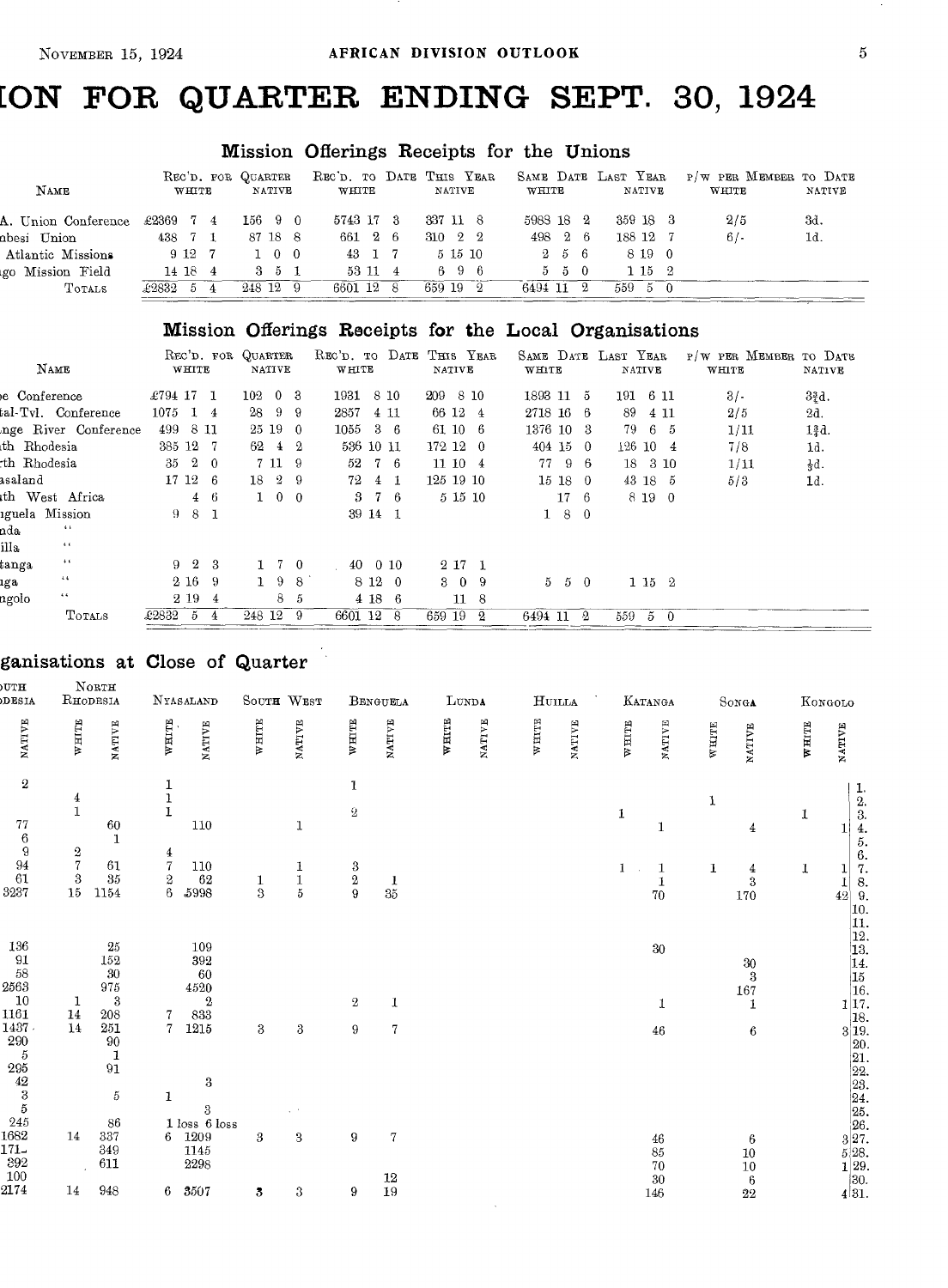# ION FOR QUARTER ENDING SEPT. 30, 1924

## Mission Offerings Receipts for the Unions

| Name | Rec'd. for Quarter White | Native | Rec'd. to Date This Year White | Native | Same Date Last Year White | Native | P/W per Member to Date White | Native |
|---|---|---|---|---|---|---|---|---|
| A. Union Conference | £2369 7 4 | 156 9 0 | 5743 17 3 | 337 11 8 | 5983 18 2 | 359 18 3 | 2/5 | 3d. |
| nbesi Union | 438 7 1 | 87 18 8 | 661 2 6 | 310 2 2 | 498 2 6 | 188 12 7 | 6/- | 1d. |
| Atlantic Missions | 9 12 7 | 1 0 0 | 43 1 7 | 5 15 10 | 2 5 6 | 8 19 0 | | |
| go Mission Field | 14 18 4 | 3 5 1 | 53 11 4 | 6 9 6 | 5 5 0 | 1 15 2 | | |
| Totals | £2832 5 4 | 248 12 9 | 6601 12 8 | 659 19 2 | 6494 11 2 | 559 5 0 | | |

## Mission Offerings Receipts for the Local Organisations

| Name | Rec'd. for Quarter White | Native | Rec'd. to Date This Year White | Native | Same Date Last Year White | Native | P/W per Member to Date White | Native |
|---|---|---|---|---|---|---|---|---|
| e Conference | £794 17 1 | 102 0 3 | 1931 8 10 | 209 8 10 | 1893 11 5 | 191 6 11 | 3/- | 3¾d. |
| tal-Tvl. Conference | 1075 1 4 | 28 9 9 | 2857 4 11 | 66 12 4 | 2718 16 6 | 89 4 11 | 2/5 | 2d. |
| nge River Conference | 499 8 11 | 25 19 0 | 1055 3 6 | 61 10 6 | 1376 10 3 | 79 6 5 | 1/11 | 1¾d. |
| th Rhodesia | 335 12 7 | 62 4 2 | 536 10 11 | 172 12 0 | 404 15 0 | 126 10 4 | 7/8 | 1d. |
| rth Rhodesia | 35 2 0 | 7 11 9 | 52 7 6 | 11 10 4 | 77 9 6 | 18 3 10 | 1/11 | ½d. |
| asaland | 17 12 6 | 18 2 9 | 72 4 1 | 125 19 10 | 15 18 0 | 43 18 5 | 5/3 | 1d. |
| th West Africa | 4 6 | 1 0 0 | 3 7 6 | 5 15 10 | 17 6 | 8 19 0 | | |
| guela Mission | 9 8 1 | | 39 14 1 | | 1 8 0 | | | |
| nda " | | | | | | | | |
| illa " | | | | | | | | |
| tanga " | 9 2 3 | 1 7 0 | 40 0 10 | 2 17 1 | | | | |
| ga " | 2 16 9 | 1 9 8 | 8 12 0 | 3 0 9 | 5 5 0 | 1 15 2 | | |
| ngolo " | 2 19 4 | 8 5 | 4 18 6 | 11 8 | | | | |
| Totals | £2832 5 4 | 248 12 9 | 6601 12 8 | 659 19 2 | 6494 11 2 | 559 5 0 | | |

## ganisations at Close of Quarter

| uth desia | North Rhodesia | | Nyasaland | | South West | | Benguela | | Lunda | | Huilla | | Katanga | | Songa | | Kongolo | | |
|---|---|---|---|---|---|---|---|---|---|---|---|---|---|---|---|---|---|---|---|
| Native | White | Native | White | Native | White | Native | White | Native | White | Native | White | Native | White | Native | White | Native | White | Native | |
| 2 | | | 1 | | | | 1 | | | | | | | | | | | | 1. |
| | 4 | | 1 | | | | | | | | | | | | 1 | | | | 2. |
| | 1 | | 1 | | | | 2 | | | | | | 1 | | | | 1 | | 3. |
| 77 | | 60 | | 110 | | 1 | | | | | | | | 1 | | 4 | | 1 | 4. |
| 6 | | 1 | | | | | | | | | | | | | | | | | 5. |
| 9 | 2 | | 4 | | | | | | | | | | | | | | | | 6. |
| 94 | 7 | 61 | 7 | 110 | | 1 | 3 | | | | | | 1 | 1 | 1 | 4 | 1 | 1 | 7. |
| 61 | 3 | 35 | 2 | 62 | 1 | 1 | 2 | 1 | | | | | | 1 | | 3 | | 1 | 8. |
| 3237 | 15 | 1154 | 6 | 5998 | 3 | 5 | 9 | 35 | | | | | | 70 | | 170 | | 42 | 9. |
| | | | | | | | | | | | | | | | | | | | 10. |
| | | | | | | | | | | | | | | | | | | | 11. |
| | | | | | | | | | | | | | | | | | | | 12. |
| 136 | | 25 | | 109 | | | | | | | | | | 30 | | | | | 13. |
| 91 | | 152 | | 392 | | | | | | | | | | | | 30 | | | 14. |
| 58 | | 30 | | 60 | | | | | | | | | | | | 3 | | | 15 |
| 2563 | | 975 | | 4520 | | | | | | | | | | | | 167 | | | 16. |
| 10 | 1 | 3 | | 2 | | | 2 | 1 | | | | | | 1 | | 1 | | 1 | 17. |
| 1161 | 14 | 208 | 7 | 833 | | | | | | | | | | | | | | | 18. |
| 1437 | 14 | 251 | 7 | 1215 | 3 | 3 | 9 | 7 | | | | | | 46 | | 6 | | 3 | 19. |
| 290 | | 90 | | | | | | | | | | | | | | | | | 20. |
| 5 | | 1 | | | | | | | | | | | | | | | | | 21. |
| 295 | | 91 | | | | | | | | | | | | | | | | | 22. |
| 42 | | | | 3 | | | | | | | | | | | | | | | 23. |
| 3 | | 5 | 1 | | | | | | | | | | | | | | | | 24. |
| 5 | | | | 3 | | | | | | | | | | | | | | | 25. |
| 245 | | 86 | 1 loss | 6 loss | | | | | | | | | | | | | | | 26. |
| 1682 | 14 | 337 | 6 | 1209 | 3 | 3 | 9 | 7 | | | | | | 46 | | 6 | | 3 | 27. |
| 171- | | 349 | | 1145 | | | | | | | | | | 85 | | 10 | | 5 | 28. |
| 392 | | 611 | | 2298 | | | | | | | | | | 70 | | 10 | | 1 | 29. |
| 100 | | | | | | | | 12 | | | | | | 30 | | 6 | | | 30. |
| 2174 | 14 | 948 | 6 | 3507 | 3 | 3 | 9 | 19 | | | | | | 146 | | 22 | | 4 | 31. |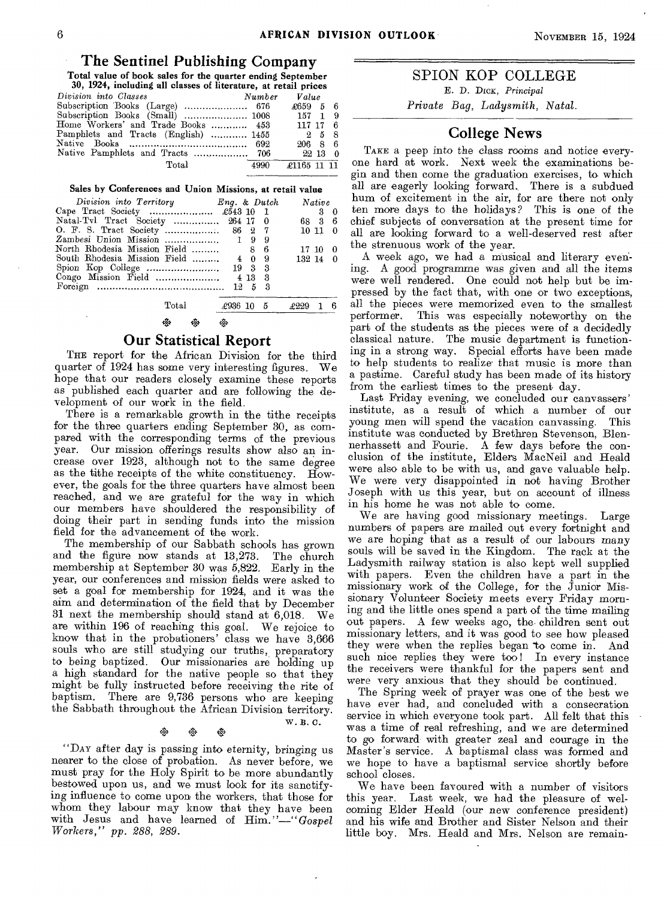## The Sentinel Publishing Company

**Total value of book sales for the quarter ending September 30, 1924, including all classes of literature, at retail prices**

| *Division into Classes* | *Number* | *Value* |
|---|---|---|
| Subscription Books (Large) | 676 | £659 5 6 |
| Subscription Books (Small) | 1008 | 157 1 9 |
| Home Workers' and Trade Books | 453 | 117 17 6 |
| Pamphlets and Tracts (English) | 1455 | 2 5 8 |
| Native Books | 692 | 206 8 6 |
| Native Pamphlets and Tracts | 706 | 22 13 0 |
| Total | 4990 | £1165 11 11 |

**Sales by Conferences and Union Missions, at retail value**

| *Division into Territory* | *Eng. & Dutch* | *Native* |
|---|---|---|
| Cape Tract Society | £543 10 1 | 3 0 |
| Natal-Tvl Tract Society | 264 17 0 | 68 3 6 |
| O. F. S. Tract Society | 86 2 7 | 10 11 0 |
| Zambesi Union Mission | 1 9 9 | |
| North Rhodesia Mission Field | 8 6 | 17 10 0 |
| South Rhodesia Mission Field | 4 0 9 | 132 14 0 |
| Spion Kop College | 19 3 3 | |
| Congo Mission Field | 4 13 3 | |
| Foreign | 12 5 3 | |
| Total | £936 10 5 | £229 1 6 |

## Our Statistical Report

The report for the African Division for the third quarter of 1924 has some very interesting figures. We hope that our readers closely examine these reports as published each quarter and are following the development of our work in the field.

There is a remarkable growth in the tithe receipts for the three quarters ending September 30, as compared with the corresponding terms of the previous year. Our mission offerings results show also an increase over 1923, although not to the same degree as the tithe receipts of the white constituency. However, the goals for the three quarters have almost been reached, and we are grateful for the way in which our members have shouldered the responsibility of doing their part in sending funds into the mission field for the advancement of the work.

The membership of our Sabbath schools has grown and the figure now stands at 13,273. The church membership at September 30 was 5,822. Early in the year, our conferences and mission fields were asked to set a goal for membership for 1924, and it was the aim and determination of the field that by December 31 next the membership should stand at 6,018. We are within 196 of reaching this goal. We rejoice to know that in the probationers' class we have 3,666 souls who are still studying our truths, preparatory to being baptized. Our missionaries are holding up a high standard for the native people so that they might be fully instructed before receiving the rite of baptism. There are 9,736 persons who are keeping the Sabbath throughout the African Division territory.

W. B. C.

"Day after day is passing into eternity, bringing us nearer to the close of probation. As never before, we must pray for the Holy Spirit to be more abundantly bestowed upon us, and we must look for its sanctifying influence to come upon the workers, that those for whom they labour may know that they have been with Jesus and have learned of Him."—*"Gospel Workers," pp. 288, 289.*

## SPION KOP COLLEGE

E. D. Dick, *Principal*

*Private Bag, Ladysmith, Natal.*

## College News

Take a peep into the class rooms and notice everyone hard at work. Next week the examinations begin and then come the graduation exercises, to which all are eagerly looking forward. There is a subdued hum of excitement in the air, for are there not only ten more days to the holidays? This is one of the chief subjects of conversation at the present time for all are looking forward to a well-deserved rest after the strenuous work of the year.

A week ago, we had a musical and literary evening. A good programme was given and all the items were well rendered. One could not help but be impressed by the fact that, with one or two exceptions, all the pieces were memorized even to the smallest performer. This was especially noteworthy on the part of the students as the pieces were of a decidedly classical nature. The music department is functioning in a strong way. Special efforts have been made to help students to realize that music is more than a pastime. Careful study has been made of its history from the earliest times to the present day.

Last Friday evening, we concluded our canvassers' institute, as a result of which a number of our young men will spend the vacation canvassing. This institute was conducted by Brethren Stevenson, Blennerhassett and Fourie. A few days before the conclusion of the institute, Elders MacNeil and Heald were also able to be with us, and gave valuable help. We were very disappointed in not having Brother Joseph with us this year, but on account of illness in his home he was not able to come.

We are having good missionary meetings. Large numbers of papers are mailed out every fortnight and we are hoping that as a result of our labours many souls will be saved in the Kingdom. The rack at the Ladysmith railway station is also kept well supplied with papers. Even the children have a part in the missionary work of the College, for the Junior Missionary Volunteer Society meets every Friday morning and the little ones spend a part of the time mailing out papers. A few weeks ago, the children sent out missionary letters, and it was good to see how pleased they were when the replies began to come in. And such nice replies they were too! In every instance the receivers were thankful for the papers sent and were very anxious that they should be continued.

The Spring week of prayer was one of the best we have ever had, and concluded with a consecration service in which everyone took part. All felt that this was a time of real refreshing, and we are determined to go forward with greater zeal and courage in the Master's service. A baptismal class was formed and we hope to have a baptismal service shortly before school closes.

We have been favoured with a number of visitors this year. Last week, we had the pleasure of welcoming Elder Heald (our new conference president) and his wife and Brother and Sister Nelson and their little boy. Mrs. Heald and Mrs. Nelson are remain-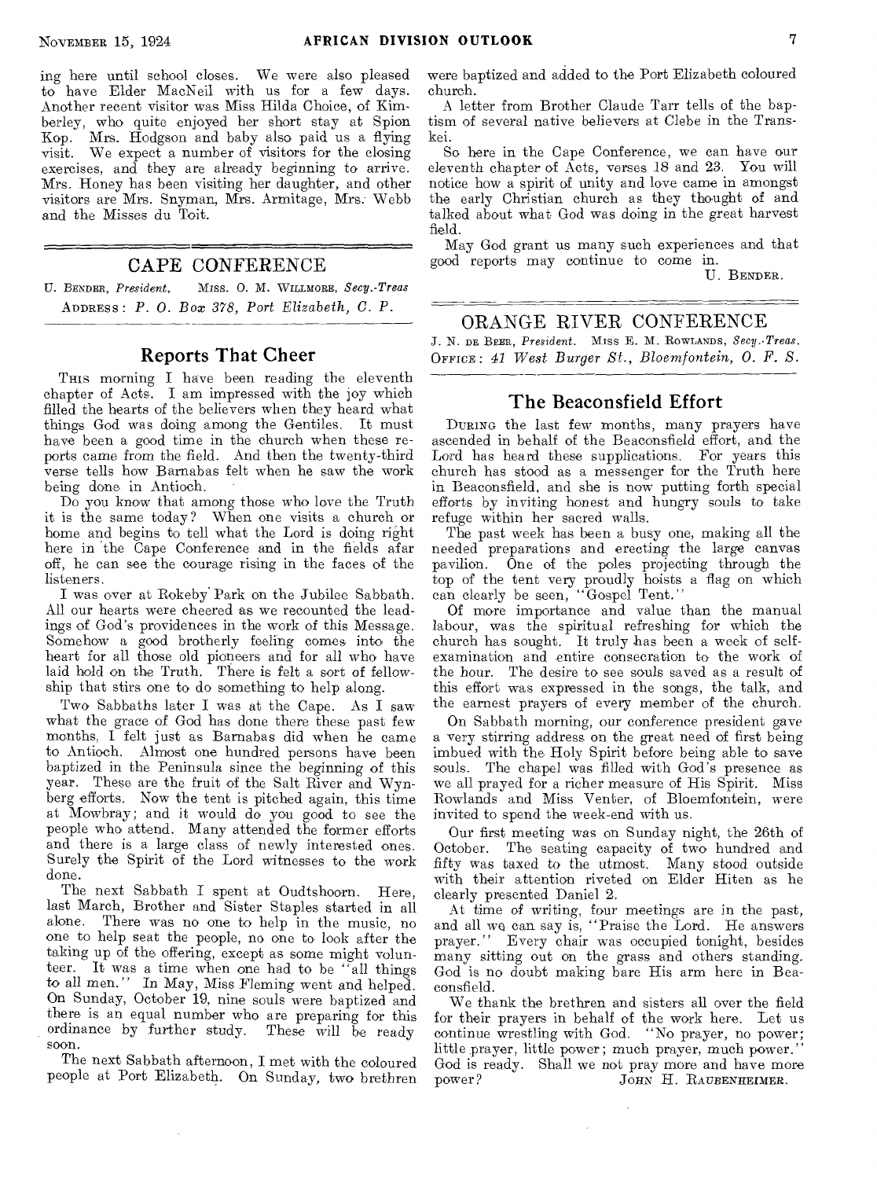ing here until school closes. We were also pleased to have Elder MacNeil with us for a few days. Another recent visitor was Miss Hilda Choice, of Kimberley, who quite enjoyed her short stay at Spion Kop. Mrs. Hodgson and baby also paid us a flying visit. We expect a number of visitors for the closing exercises, and they are already beginning to arrive. Mrs. Honey has been visiting her daughter, and other visitors are Mrs. Snyman, Mrs. Armitage, Mrs. Webb and the Misses du Toit.

## CAPE CONFERENCE

U. BENDER, *President*, MISS. O. M. WILLMORE, *Secy.-Treas*
ADDRESS: *P. O. Box 378, Port Elizabeth, C. P.*

### Reports That Cheer

THIS morning I have been reading the eleventh chapter of Acts. I am impressed with the joy which filled the hearts of the believers when they heard what things God was doing among the Gentiles. It must have been a good time in the church when these reports came from the field. And then the twenty-third verse tells how Barnabas felt when he saw the work being done in Antioch.

Do you know that among those who love the Truth it is the same today? When one visits a church or home and begins to tell what the Lord is doing right here in the Cape Conference and in the fields afar off, he can see the courage rising in the faces of the listeners.

I was over at Rokeby Park on the Jubilee Sabbath. All our hearts were cheered as we recounted the leadings of God's providences in the work of this Message. Somehow a good brotherly feeling comes into the heart for all those old pioneers and for all who have laid hold on the Truth. There is felt a sort of fellowship that stirs one to do something to help along.

Two Sabbaths later I was at the Cape. As I saw what the grace of God has done there these past few months, I felt just as Barnabas did when he came to Antioch. Almost one hundred persons have been baptized in the Peninsula since the beginning of this year. These are the fruit of the Salt River and Wynberg efforts. Now the tent is pitched again, this time at Mowbray; and it would do you good to see the people who attend. Many attended the former efforts and there is a large class of newly interested ones. Surely the Spirit of the Lord witnesses to the work done.

The next Sabbath I spent at Oudtshoorn. Here, last March, Brother and Sister Staples started in all alone. There was no one to help in the music, no one to help seat the people, no one to look after the taking up of the offering, except as some might volunteer. It was a time when one had to be "all things to all men." In May, Miss Fleming went and helped. On Sunday, October 19, nine souls were baptized and there is an equal number who are preparing for this ordinance by further study. These will be ready soon.

The next Sabbath afternoon, I met with the coloured people at Port Elizabeth. On Sunday, two brethren were baptized and added to the Port Elizabeth coloured church.

A letter from Brother Claude Tarr tells of the baptism of several native believers at Clebe in the Transkei.

So here in the Cape Conference, we can have our eleventh chapter of Acts, verses 18 and 23. You will notice how a spirit of unity and love came in amongst the early Christian church as they thought of and talked about what God was doing in the great harvest field.

May God grant us many such experiences and that good reports may continue to come in.

U. BENDER.

## ORANGE RIVER CONFERENCE

J. N. DE BEER, *President*. MISS E. M. ROWLANDS, *Secy.-Treas.*
OFFICE: *41 West Burger St., Bloemfontein, O. F. S.*

### The Beaconsfield Effort

DURING the last few months, many prayers have ascended in behalf of the Beaconsfield effort, and the Lord has heard these supplications. For years this church has stood as a messenger for the Truth here in Beaconsfield, and she is now putting forth special efforts by inviting honest and hungry souls to take refuge within her sacred walls.

The past week has been a busy one, making all the needed preparations and erecting the large canvas pavilion. One of the poles projecting through the top of the tent very proudly hoists a flag on which can clearly be seen, "Gospel Tent."

Of more importance and value than the manual labour, was the spiritual refreshing for which the church has sought. It truly has been a week of self-examination and entire consecration to the work of the hour. The desire to see souls saved as a result of this effort was expressed in the songs, the talk, and the earnest prayers of every member of the church.

On Sabbath morning, our conference president gave a very stirring address on the great need of first being imbued with the Holy Spirit before being able to save souls. The chapel was filled with God's presence as we all prayed for a richer measure of His Spirit. Miss Rowlands and Miss Venter, of Bloemfontein, were invited to spend the week-end with us.

Our first meeting was on Sunday night, the 26th of October. The seating capacity of two hundred and fifty was taxed to the utmost. Many stood outside with their attention riveted on Elder Hiten as he clearly presented Daniel 2.

At time of writing, four meetings are in the past, and all we can say is, "Praise the Lord. He answers prayer." Every chair was occupied tonight, besides many sitting out on the grass and others standing. God is no doubt making bare His arm here in Beaconsfield.

We thank the brethren and sisters all over the field for their prayers in behalf of the work here. Let us continue wrestling with God. "No prayer, no power; little prayer, little power; much prayer, much power." God is ready. Shall we not pray more and have more power?

JOHN H. RAUBENHEIMER.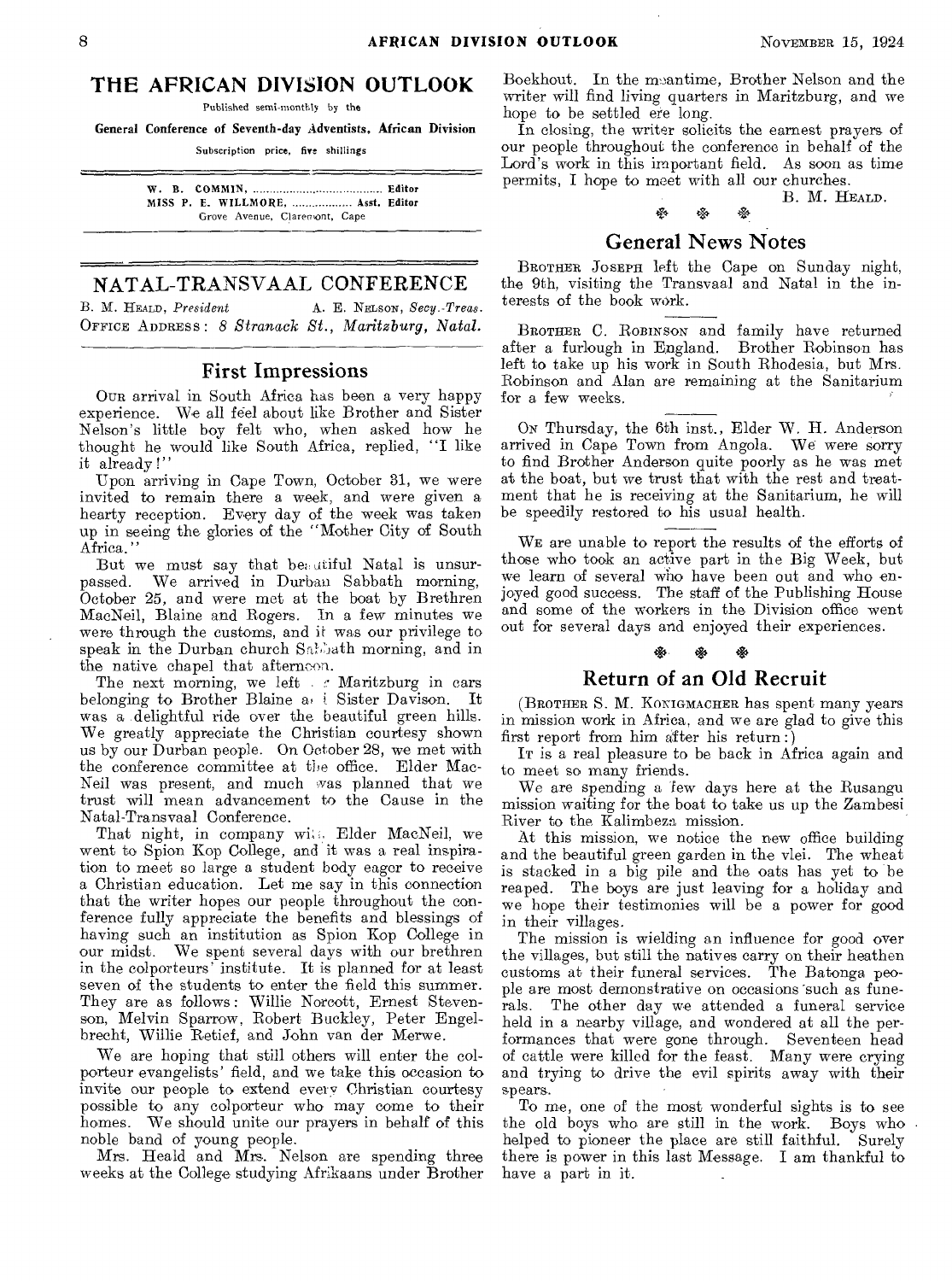# THE AFRICAN DIVISION OUTLOOK

Published semi-monthly by the

General Conference of Seventh-day Adventists, African Division

Subscription price, five shillings

W. B. COMMIN, .................................... Editor
MISS P. E. WILLMORE, .................. Asst. Editor
Grove Avenue, Claremont, Cape

## NATAL-TRANSVAAL CONFERENCE

B. M. HEALD, *President* A. E. NELSON, *Secy.-Treas.*
OFFICE ADDRESS: *8 Stranack St., Maritzburg, Natal.*

### First Impressions

OUR arrival in South Africa has been a very happy experience. We all feel about like Brother and Sister Nelson's little boy felt who, when asked how he thought he would like South Africa, replied, "I like it already!"

Upon arriving in Cape Town, October 31, we were invited to remain there a week, and were given a hearty reception. Every day of the week was taken up in seeing the glories of the "Mother City of South Africa."

But we must say that beautiful Natal is unsurpassed. We arrived in Durban Sabbath morning, October 25, and were met at the boat by Brethren MacNeil, Blaine and Rogers. In a few minutes we were through the customs, and it was our privilege to speak in the Durban church Sabbath morning, and in the native chapel that afternoon.

The next morning, we left for Maritzburg in cars belonging to Brother Blaine and Sister Davison. It was a delightful ride over the beautiful green hills. We greatly appreciate the Christian courtesy shown us by our Durban people. On October 28, we met with the conference committee at the office. Elder MacNeil was present, and much was planned that we trust will mean advancement to the Cause in the Natal-Transvaal Conference.

That night, in company with Elder MacNeil, we went to Spion Kop College, and it was a real inspiration to meet so large a student body eager to receive a Christian education. Let me say in this connection that the writer hopes our people throughout the conference fully appreciate the benefits and blessings of having such an institution as Spion Kop College in our midst. We spent several days with our brethren in the colporteurs' institute. It is planned for at least seven of the students to enter the field this summer. They are as follows: Willie Norcott, Ernest Stevenson, Melvin Sparrow, Robert Buckley, Peter Engelbrecht, Willie Retief, and John van der Merwe.

We are hoping that still others will enter the colporteur evangelists' field, and we take this occasion to invite our people to extend every Christian courtesy possible to any colporteur who may come to their homes. We should unite our prayers in behalf of this noble band of young people.

Mrs. Heald and Mrs. Nelson are spending three weeks at the College studying Afrikaans under Brother Boekhout. In the meantime, Brother Nelson and the writer will find living quarters in Maritzburg, and we hope to be settled ere long.

In closing, the writer solicits the earnest prayers of our people throughout the conference in behalf of the Lord's work in this important field. As soon as time permits, I hope to meet with all our churches.

B. M. HEALD.

### General News Notes

BROTHER JOSEPH left the Cape on Sunday night, the 9th, visiting the Transvaal and Natal in the interests of the book work.

BROTHER C. ROBINSON and family have returned after a furlough in England. Brother Robinson has left to take up his work in South Rhodesia, but Mrs. Robinson and Alan are remaining at the Sanitarium for a few weeks.

ON Thursday, the 6th inst., Elder W. H. Anderson arrived in Cape Town from Angola. We were sorry to find Brother Anderson quite poorly as he was met at the boat, but we trust that with the rest and treatment that he is receiving at the Sanitarium, he will be speedily restored to his usual health.

WE are unable to report the results of the efforts of those who took an active part in the Big Week, but we learn of several who have been out and who enjoyed good success. The staff of the Publishing House and some of the workers in the Division office went out for several days and enjoyed their experiences.

### Return of an Old Recruit

(BROTHER S. M. KONIGMACHER has spent many years in mission work in Africa, and we are glad to give this first report from him after his return:)

IT is a real pleasure to be back in Africa again and to meet so many friends.

We are spending a few days here at the Rusangu mission waiting for the boat to take us up the Zambesi River to the Kalimbeza mission.

At this mission, we notice the new office building and the beautiful green garden in the vlei. The wheat is stacked in a big pile and the oats has yet to be reaped. The boys are just leaving for a holiday and we hope their testimonies will be a power for good in their villages.

The mission is wielding an influence for good over the villages, but still the natives carry on their heathen customs at their funeral services. The Batonga people are most demonstrative on occasions such as funerals. The other day we attended a funeral service held in a nearby village, and wondered at all the performances that were gone through. Seventeen head of cattle were killed for the feast. Many were crying and trying to drive the evil spirits away with their spears.

To me, one of the most wonderful sights is to see the old boys who are still in the work. Boys who helped to pioneer the place are still faithful. Surely there is power in this last Message. I am thankful to have a part in it.